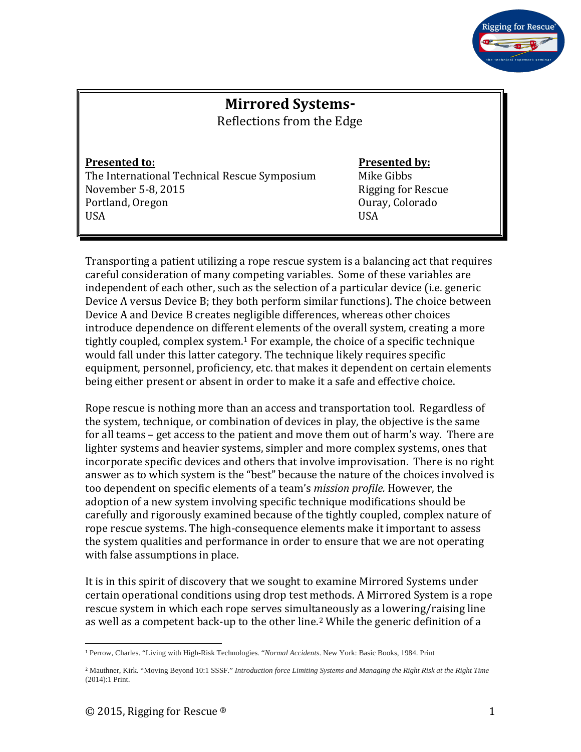# Mirrored Systems-

Reflections from the Edge

**Presented to:**
The International Technical Rescue Symposium
November 5-8, 2015
Portland, Oregon
USA

**Presented by:**
Mike Gibbs
Rigging for Rescue
Ouray, Colorado
USA

Transporting a patient utilizing a rope rescue system is a balancing act that requires careful consideration of many competing variables. Some of these variables are independent of each other, such as the selection of a particular device (i.e. generic Device A versus Device B; they both perform similar functions). The choice between Device A and Device B creates negligible differences, whereas other choices introduce dependence on different elements of the overall system, creating a more tightly coupled, complex system.[1] For example, the choice of a specific technique would fall under this latter category. The technique likely requires specific equipment, personnel, proficiency, etc. that makes it dependent on certain elements being either present or absent in order to make it a safe and effective choice.

Rope rescue is nothing more than an access and transportation tool. Regardless of the system, technique, or combination of devices in play, the objective is the same for all teams – get access to the patient and move them out of harm's way. There are lighter systems and heavier systems, simpler and more complex systems, ones that incorporate specific devices and others that involve improvisation. There is no right answer as to which system is the "best" because the nature of the choices involved is too dependent on specific elements of a team's *mission profile*. However, the adoption of a new system involving specific technique modifications should be carefully and rigorously examined because of the tightly coupled, complex nature of rope rescue systems. The high-consequence elements make it important to assess the system qualities and performance in order to ensure that we are not operating with false assumptions in place.

It is in this spirit of discovery that we sought to examine Mirrored Systems under certain operational conditions using drop test methods. A Mirrored System is a rope rescue system in which each rope serves simultaneously as a lowering/raising line as well as a competent back-up to the other line.[2] While the generic definition of a

---

[1] Perrow, Charles. "Living with High-Risk Technologies. "*Normal Accidents*. New York: Basic Books, 1984. Print

[2] Mauthner, Kirk. "Moving Beyond 10:1 SSSF." *Introduction force Limiting Systems and Managing the Right Risk at the Right Time* (2014):1 Print.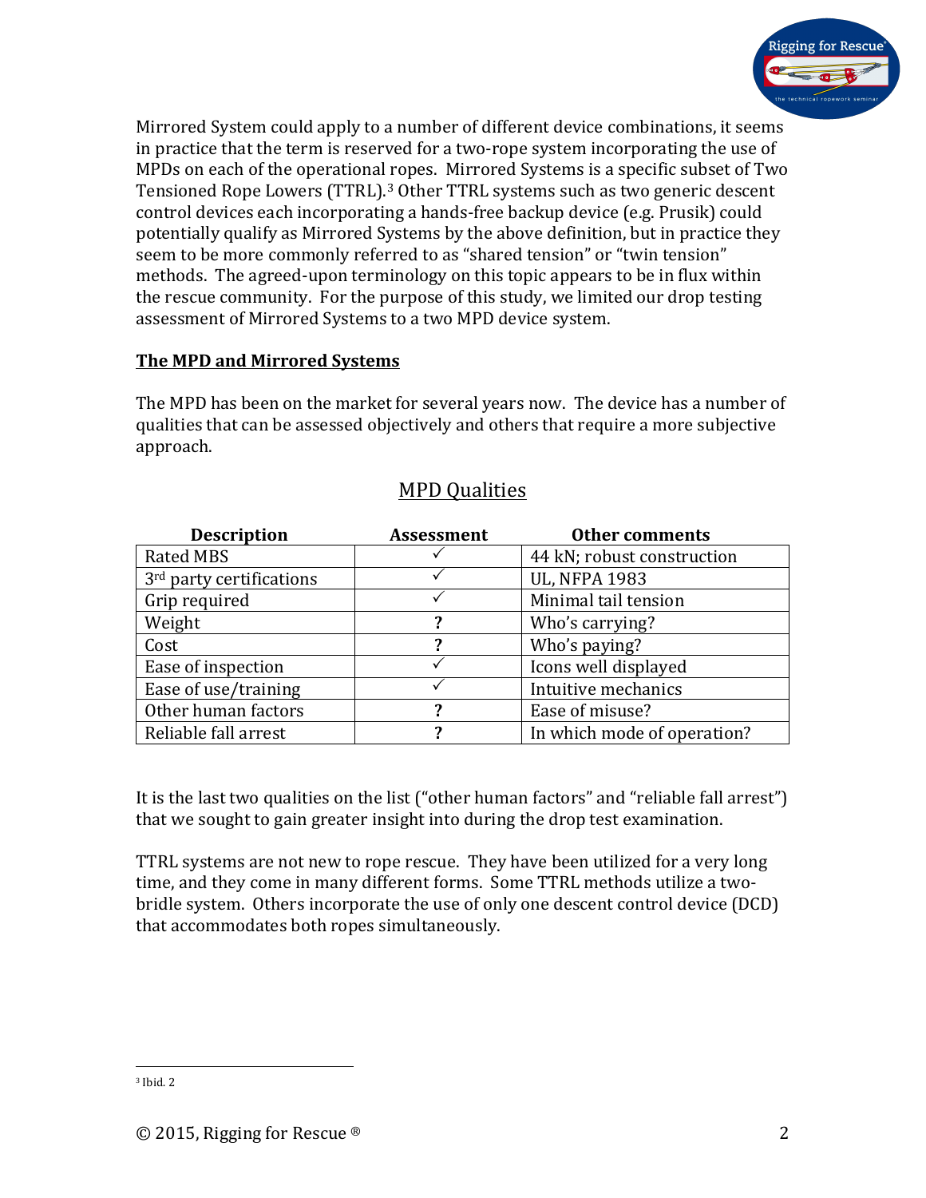Mirrored System could apply to a number of different device combinations, it seems in practice that the term is reserved for a two-rope system incorporating the use of MPDs on each of the operational ropes. Mirrored Systems is a specific subset of Two Tensioned Rope Lowers (TTRL).[3] Other TTRL systems such as two generic descent control devices each incorporating a hands-free backup device (e.g. Prusik) could potentially qualify as Mirrored Systems by the above definition, but in practice they seem to be more commonly referred to as "shared tension" or "twin tension" methods. The agreed-upon terminology on this topic appears to be in flux within the rescue community. For the purpose of this study, we limited our drop testing assessment of Mirrored Systems to a two MPD device system.

## The MPD and Mirrored Systems

The MPD has been on the market for several years now. The device has a number of qualities that can be assessed objectively and others that require a more subjective approach.

### MPD Qualities

| Description | Assessment | Other comments |
|---|---|---|
| Rated MBS | ✓ | 44 kN; robust construction |
| 3rd party certifications | ✓ | UL, NFPA 1983 |
| Grip required | ✓ | Minimal tail tension |
| Weight | **?** | Who's carrying? |
| Cost | **?** | Who's paying? |
| Ease of inspection | ✓ | Icons well displayed |
| Ease of use/training | ✓ | Intuitive mechanics |
| Other human factors | **?** | Ease of misuse? |
| Reliable fall arrest | **?** | In which mode of operation? |

It is the last two qualities on the list ("other human factors" and "reliable fall arrest") that we sought to gain greater insight into during the drop test examination.

TTRL systems are not new to rope rescue. They have been utilized for a very long time, and they come in many different forms. Some TTRL methods utilize a two-bridle system. Others incorporate the use of only one descent control device (DCD) that accommodates both ropes simultaneously.

---

[3] Ibid. 2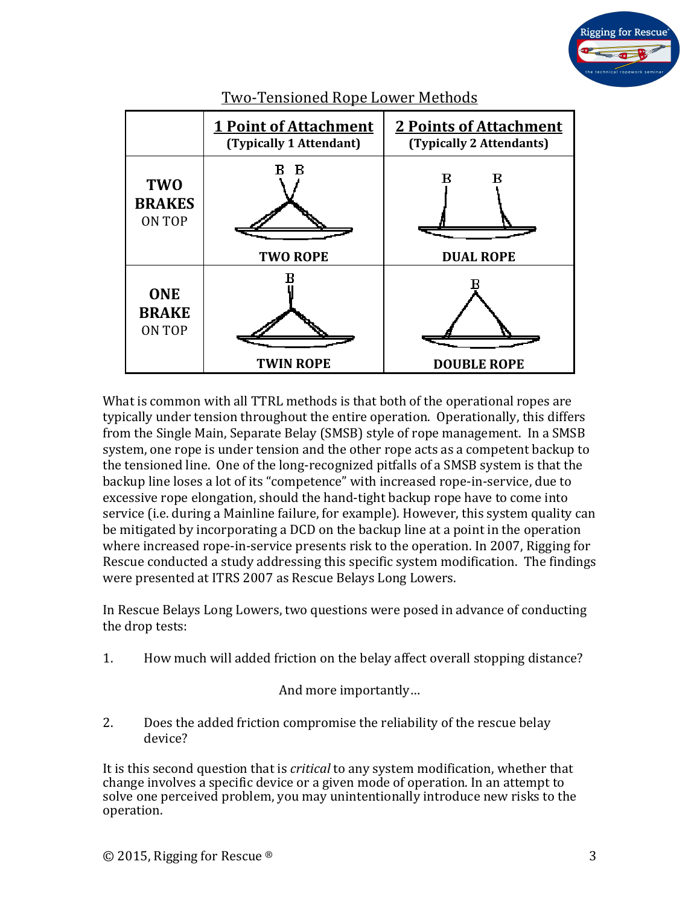## Two-Tensioned Rope Lower Methods

| | **1 Point of Attachment** (Typically 1 Attendant) | **2 Points of Attachment** (Typically 2 Attendants) |
|---|---|---|
| **TWO BRAKES** ON TOP | **TWO ROPE** | **DUAL ROPE** |
| **ONE BRAKE** ON TOP | **TWIN ROPE** | **DOUBLE ROPE** |

What is common with all TTRL methods is that both of the operational ropes are typically under tension throughout the entire operation. Operationally, this differs from the Single Main, Separate Belay (SMSB) style of rope management. In a SMSB system, one rope is under tension and the other rope acts as a competent backup to the tensioned line. One of the long-recognized pitfalls of a SMSB system is that the backup line loses a lot of its "competence" with increased rope-in-service, due to excessive rope elongation, should the hand-tight backup rope have to come into service (i.e. during a Mainline failure, for example). However, this system quality can be mitigated by incorporating a DCD on the backup line at a point in the operation where increased rope-in-service presents risk to the operation. In 2007, Rigging for Rescue conducted a study addressing this specific system modification. The findings were presented at ITRS 2007 as Rescue Belays Long Lowers.

In Rescue Belays Long Lowers, two questions were posed in advance of conducting the drop tests:

1. How much will added friction on the belay affect overall stopping distance?

   And more importantly…

2. Does the added friction compromise the reliability of the rescue belay device?

It is this second question that is *critical* to any system modification, whether that change involves a specific device or a given mode of operation. In an attempt to solve one perceived problem, you may unintentionally introduce new risks to the operation.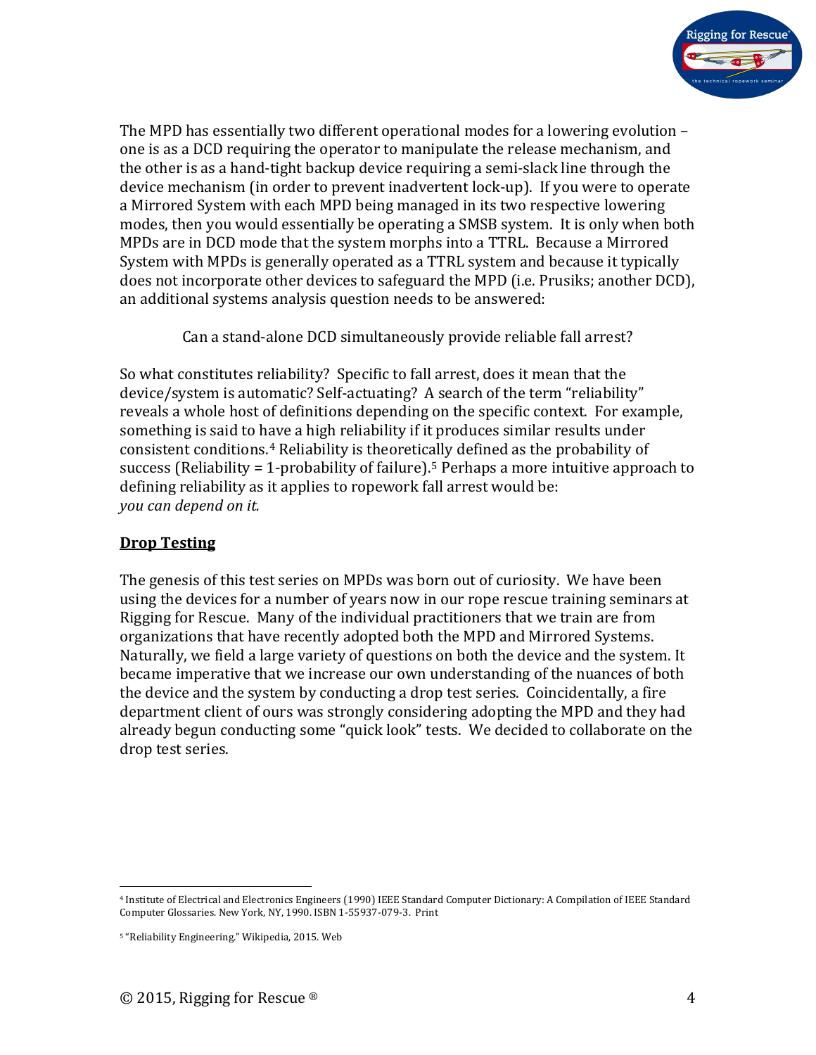The MPD has essentially two different operational modes for a lowering evolution – one is as a DCD requiring the operator to manipulate the release mechanism, and the other is as a hand-tight backup device requiring a semi-slack line through the device mechanism (in order to prevent inadvertent lock-up). If you were to operate a Mirrored System with each MPD being managed in its two respective lowering modes, then you would essentially be operating a SMSB system. It is only when both MPDs are in DCD mode that the system morphs into a TTRL. Because a Mirrored System with MPDs is generally operated as a TTRL system and because it typically does not incorporate other devices to safeguard the MPD (i.e. Prusiks; another DCD), an additional systems analysis question needs to be answered:

> Can a stand-alone DCD simultaneously provide reliable fall arrest?

So what constitutes reliability? Specific to fall arrest, does it mean that the device/system is automatic? Self-actuating? A search of the term "reliability" reveals a whole host of definitions depending on the specific context. For example, something is said to have a high reliability if it produces similar results under consistent conditions.[4] Reliability is theoretically defined as the probability of success (Reliability = 1-probability of failure).[5] Perhaps a more intuitive approach to defining reliability as it applies to ropework fall arrest would be:
*you can depend on it.*

## Drop Testing

The genesis of this test series on MPDs was born out of curiosity. We have been using the devices for a number of years now in our rope rescue training seminars at Rigging for Rescue. Many of the individual practitioners that we train are from organizations that have recently adopted both the MPD and Mirrored Systems. Naturally, we field a large variety of questions on both the device and the system. It became imperative that we increase our own understanding of the nuances of both the device and the system by conducting a drop test series. Coincidentally, a fire department client of ours was strongly considering adopting the MPD and they had already begun conducting some "quick look" tests. We decided to collaborate on the drop test series.

---

[4] Institute of Electrical and Electronics Engineers (1990) IEEE Standard Computer Dictionary: A Compilation of IEEE Standard Computer Glossaries. New York, NY, 1990. ISBN 1-55937-079-3. Print

[5] "Reliability Engineering." Wikipedia, 2015. Web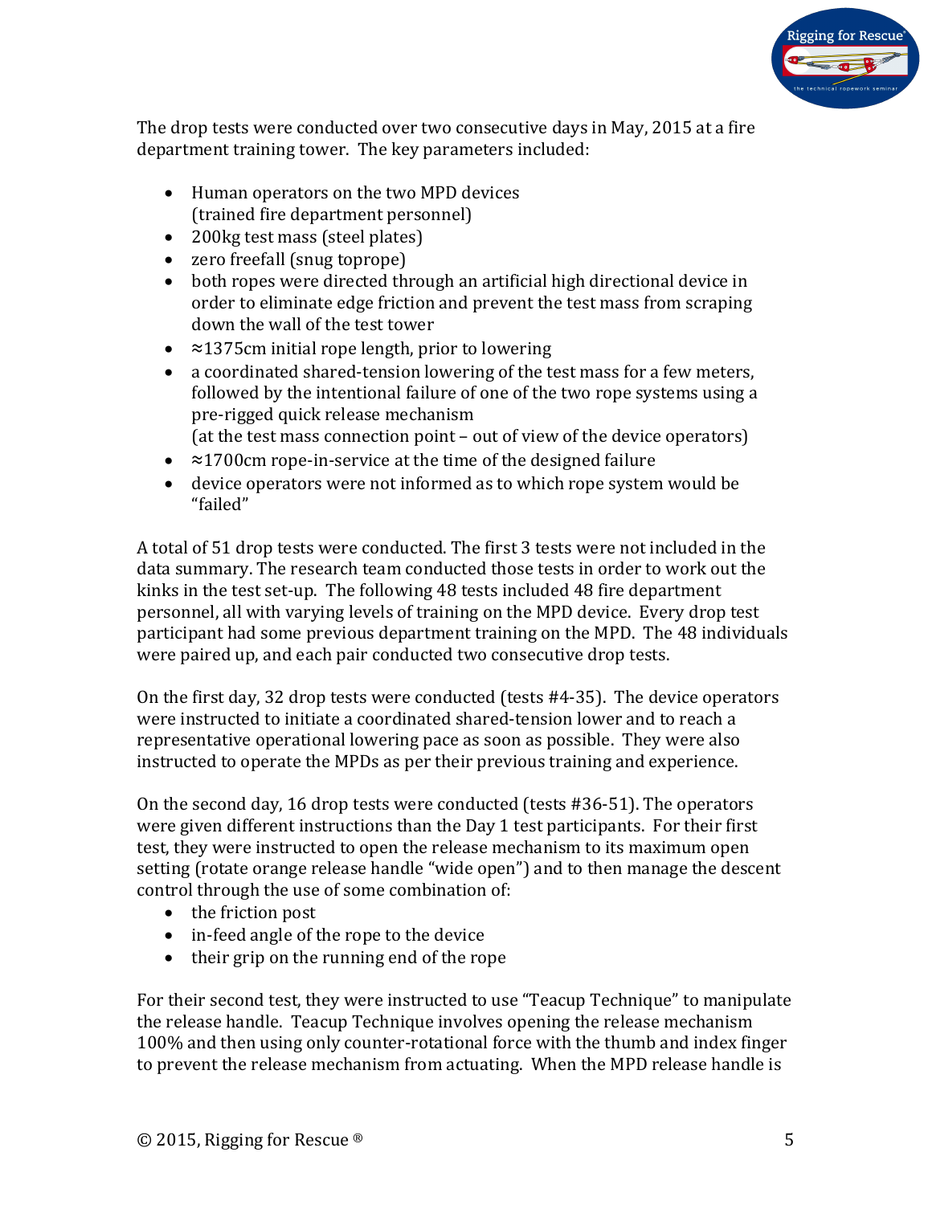The drop tests were conducted over two consecutive days in May, 2015 at a fire department training tower. The key parameters included:

- Human operators on the two MPD devices
  (trained fire department personnel)
- 200kg test mass (steel plates)
- zero freefall (snug toprope)
- both ropes were directed through an artificial high directional device in order to eliminate edge friction and prevent the test mass from scraping down the wall of the test tower
- ≈1375cm initial rope length, prior to lowering
- a coordinated shared-tension lowering of the test mass for a few meters, followed by the intentional failure of one of the two rope systems using a pre-rigged quick release mechanism
  (at the test mass connection point – out of view of the device operators)
- ≈1700cm rope-in-service at the time of the designed failure
- device operators were not informed as to which rope system would be "failed"

A total of 51 drop tests were conducted. The first 3 tests were not included in the data summary. The research team conducted those tests in order to work out the kinks in the test set-up. The following 48 tests included 48 fire department personnel, all with varying levels of training on the MPD device. Every drop test participant had some previous department training on the MPD. The 48 individuals were paired up, and each pair conducted two consecutive drop tests.

On the first day, 32 drop tests were conducted (tests #4-35). The device operators were instructed to initiate a coordinated shared-tension lower and to reach a representative operational lowering pace as soon as possible. They were also instructed to operate the MPDs as per their previous training and experience.

On the second day, 16 drop tests were conducted (tests #36-51). The operators were given different instructions than the Day 1 test participants. For their first test, they were instructed to open the release mechanism to its maximum open setting (rotate orange release handle "wide open") and to then manage the descent control through the use of some combination of:

- the friction post
- in-feed angle of the rope to the device
- their grip on the running end of the rope

For their second test, they were instructed to use "Teacup Technique" to manipulate the release handle. Teacup Technique involves opening the release mechanism 100% and then using only counter-rotational force with the thumb and index finger to prevent the release mechanism from actuating. When the MPD release handle is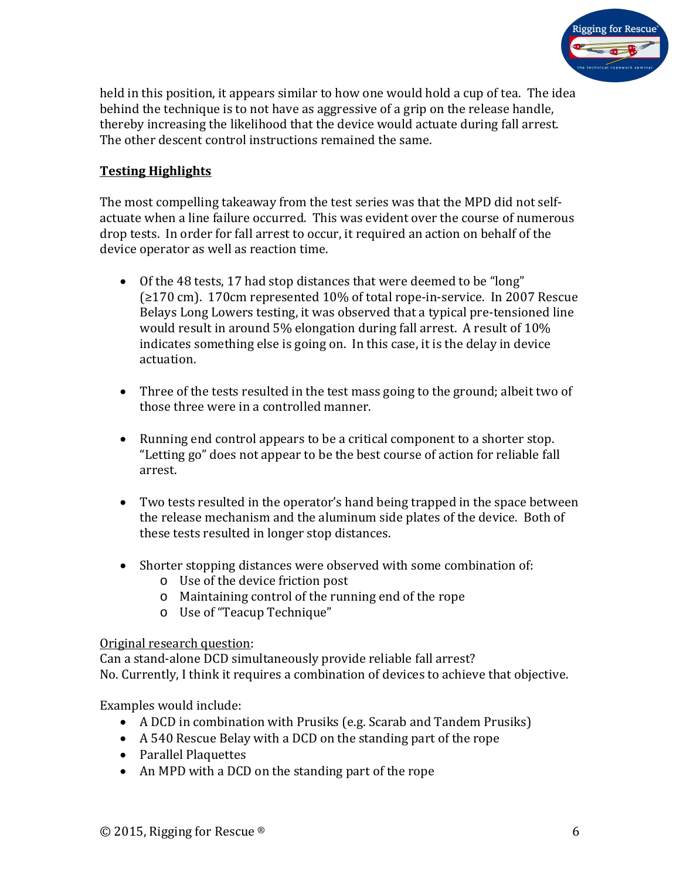held in this position, it appears similar to how one would hold a cup of tea. The idea behind the technique is to not have as aggressive of a grip on the release handle, thereby increasing the likelihood that the device would actuate during fall arrest. The other descent control instructions remained the same.

## Testing Highlights

The most compelling takeaway from the test series was that the MPD did not self-actuate when a line failure occurred. This was evident over the course of numerous drop tests. In order for fall arrest to occur, it required an action on behalf of the device operator as well as reaction time.

- Of the 48 tests, 17 had stop distances that were deemed to be "long" (≥170 cm). 170cm represented 10% of total rope-in-service. In 2007 Rescue Belays Long Lowers testing, it was observed that a typical pre-tensioned line would result in around 5% elongation during fall arrest. A result of 10% indicates something else is going on. In this case, it is the delay in device actuation.

- Three of the tests resulted in the test mass going to the ground; albeit two of those three were in a controlled manner.

- Running end control appears to be a critical component to a shorter stop. "Letting go" does not appear to be the best course of action for reliable fall arrest.

- Two tests resulted in the operator's hand being trapped in the space between the release mechanism and the aluminum side plates of the device. Both of these tests resulted in longer stop distances.

- Shorter stopping distances were observed with some combination of:
  - Use of the device friction post
  - Maintaining control of the running end of the rope
  - Use of "Teacup Technique"

Original research question:
Can a stand-alone DCD simultaneously provide reliable fall arrest?
No. Currently, I think it requires a combination of devices to achieve that objective.

Examples would include:

- A DCD in combination with Prusiks (e.g. Scarab and Tandem Prusiks)
- A 540 Rescue Belay with a DCD on the standing part of the rope
- Parallel Plaquettes
- An MPD with a DCD on the standing part of the rope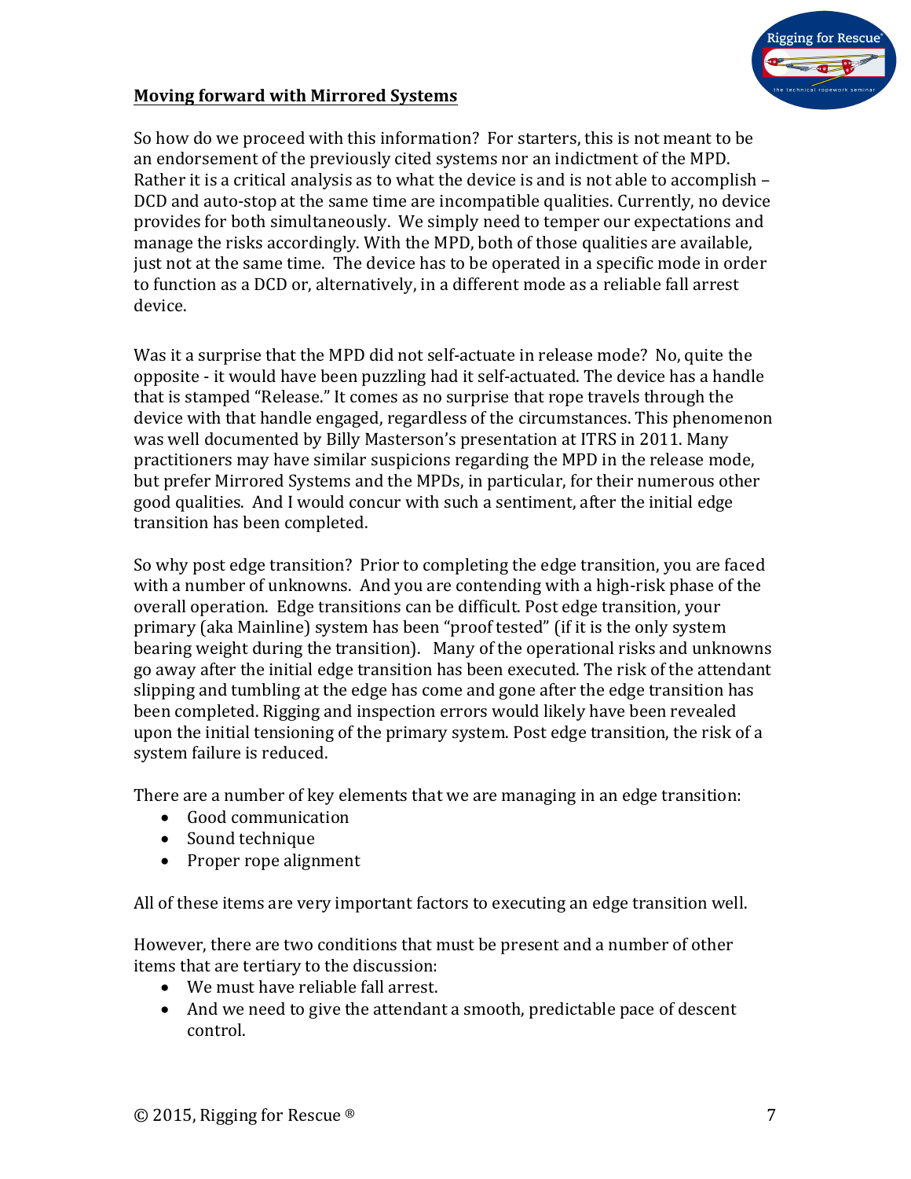**Moving forward with Mirrored Systems**

So how do we proceed with this information? For starters, this is not meant to be an endorsement of the previously cited systems nor an indictment of the MPD. Rather it is a critical analysis as to what the device is and is not able to accomplish – DCD and auto-stop at the same time are incompatible qualities. Currently, no device provides for both simultaneously. We simply need to temper our expectations and manage the risks accordingly. With the MPD, both of those qualities are available, just not at the same time. The device has to be operated in a specific mode in order to function as a DCD or, alternatively, in a different mode as a reliable fall arrest device.

Was it a surprise that the MPD did not self-actuate in release mode? No, quite the opposite - it would have been puzzling had it self-actuated. The device has a handle that is stamped "Release." It comes as no surprise that rope travels through the device with that handle engaged, regardless of the circumstances. This phenomenon was well documented by Billy Masterson's presentation at ITRS in 2011. Many practitioners may have similar suspicions regarding the MPD in the release mode, but prefer Mirrored Systems and the MPDs, in particular, for their numerous other good qualities. And I would concur with such a sentiment, after the initial edge transition has been completed.

So why post edge transition? Prior to completing the edge transition, you are faced with a number of unknowns. And you are contending with a high-risk phase of the overall operation. Edge transitions can be difficult. Post edge transition, your primary (aka Mainline) system has been "proof tested" (if it is the only system bearing weight during the transition). Many of the operational risks and unknowns go away after the initial edge transition has been executed. The risk of the attendant slipping and tumbling at the edge has come and gone after the edge transition has been completed. Rigging and inspection errors would likely have been revealed upon the initial tensioning of the primary system. Post edge transition, the risk of a system failure is reduced.

There are a number of key elements that we are managing in an edge transition:

- Good communication
- Sound technique
- Proper rope alignment

All of these items are very important factors to executing an edge transition well.

However, there are two conditions that must be present and a number of other items that are tertiary to the discussion:

- We must have reliable fall arrest.
- And we need to give the attendant a smooth, predictable pace of descent control.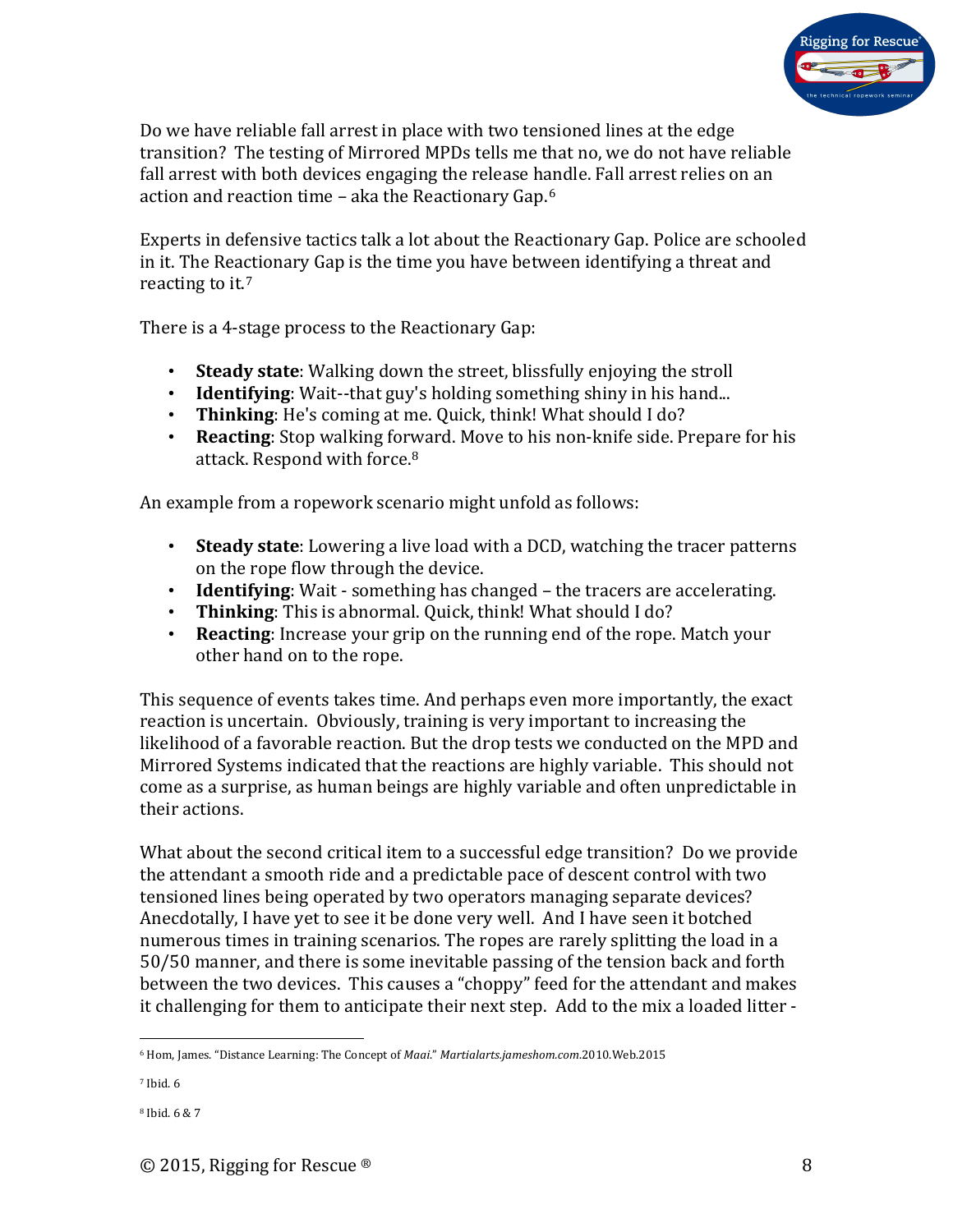Do we have reliable fall arrest in place with two tensioned lines at the edge transition? The testing of Mirrored MPDs tells me that no, we do not have reliable fall arrest with both devices engaging the release handle. Fall arrest relies on an action and reaction time – aka the Reactionary Gap.[6]

Experts in defensive tactics talk a lot about the Reactionary Gap. Police are schooled in it. The Reactionary Gap is the time you have between identifying a threat and reacting to it.[7]

There is a 4-stage process to the Reactionary Gap:

- **Steady state**: Walking down the street, blissfully enjoying the stroll
- **Identifying**: Wait--that guy's holding something shiny in his hand...
- **Thinking**: He's coming at me. Quick, think! What should I do?
- **Reacting**: Stop walking forward. Move to his non-knife side. Prepare for his attack. Respond with force.[8]

An example from a ropework scenario might unfold as follows:

- **Steady state**: Lowering a live load with a DCD, watching the tracer patterns on the rope flow through the device.
- **Identifying**: Wait - something has changed – the tracers are accelerating.
- **Thinking**: This is abnormal. Quick, think! What should I do?
- **Reacting**: Increase your grip on the running end of the rope. Match your other hand on to the rope.

This sequence of events takes time. And perhaps even more importantly, the exact reaction is uncertain. Obviously, training is very important to increasing the likelihood of a favorable reaction. But the drop tests we conducted on the MPD and Mirrored Systems indicated that the reactions are highly variable. This should not come as a surprise, as human beings are highly variable and often unpredictable in their actions.

What about the second critical item to a successful edge transition? Do we provide the attendant a smooth ride and a predictable pace of descent control with two tensioned lines being operated by two operators managing separate devices? Anecdotally, I have yet to see it be done very well. And I have seen it botched numerous times in training scenarios. The ropes are rarely splitting the load in a 50/50 manner, and there is some inevitable passing of the tension back and forth between the two devices. This causes a "choppy" feed for the attendant and makes it challenging for them to anticipate their next step. Add to the mix a loaded litter -

---

[6] Hom, James. "Distance Learning: The Concept of *Maai*." *Martialarts.jameshom.com*.2010.Web.2015

[7] Ibid. 6

[8] Ibid. 6 & 7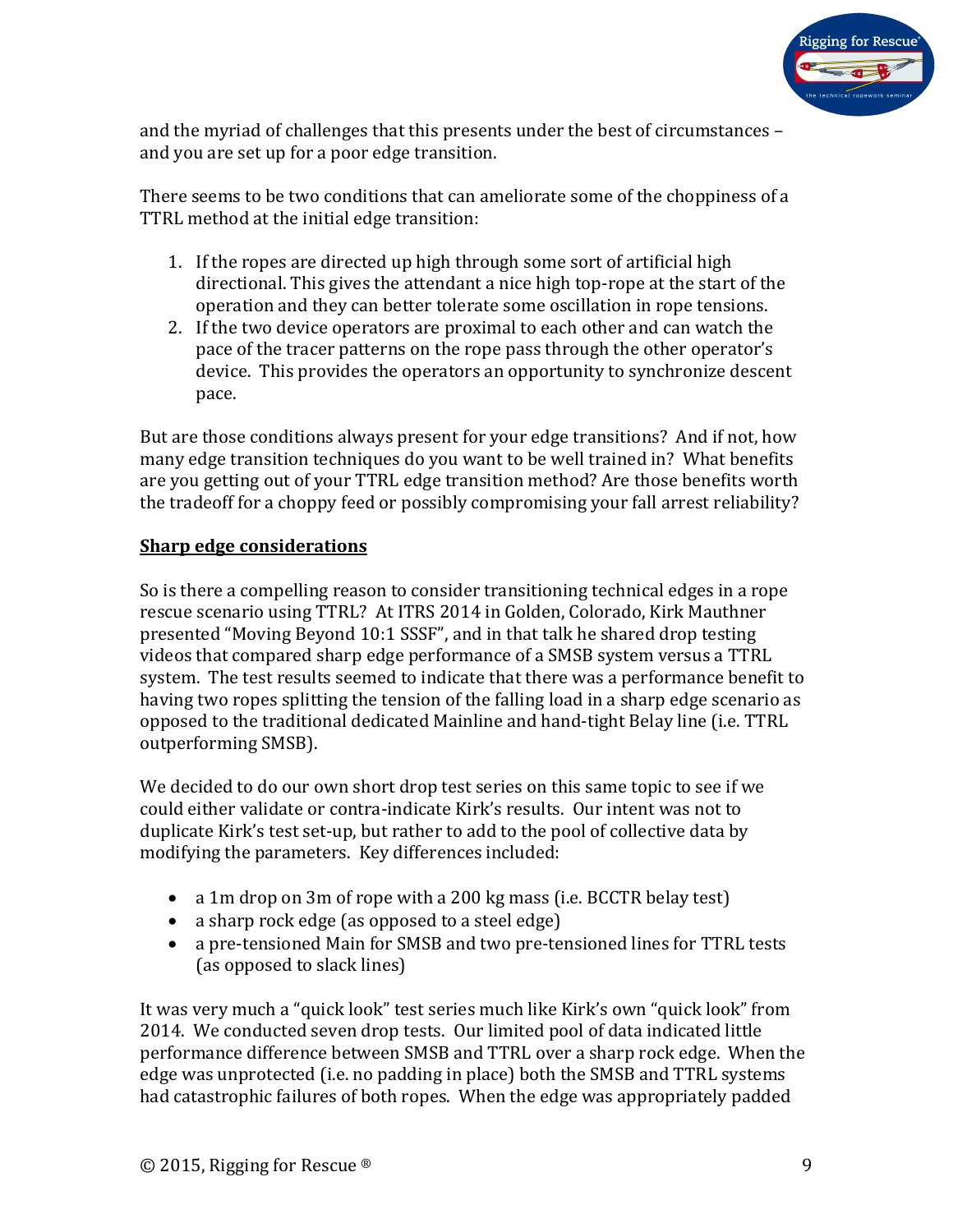and the myriad of challenges that this presents under the best of circumstances – and you are set up for a poor edge transition.

There seems to be two conditions that can ameliorate some of the choppiness of a TTRL method at the initial edge transition:

1. If the ropes are directed up high through some sort of artificial high directional. This gives the attendant a nice high top-rope at the start of the operation and they can better tolerate some oscillation in rope tensions.
2. If the two device operators are proximal to each other and can watch the pace of the tracer patterns on the rope pass through the other operator's device. This provides the operators an opportunity to synchronize descent pace.

But are those conditions always present for your edge transitions? And if not, how many edge transition techniques do you want to be well trained in? What benefits are you getting out of your TTRL edge transition method? Are those benefits worth the tradeoff for a choppy feed or possibly compromising your fall arrest reliability?

**Sharp edge considerations**

So is there a compelling reason to consider transitioning technical edges in a rope rescue scenario using TTRL? At ITRS 2014 in Golden, Colorado, Kirk Mauthner presented "Moving Beyond 10:1 SSSF", and in that talk he shared drop testing videos that compared sharp edge performance of a SMSB system versus a TTRL system. The test results seemed to indicate that there was a performance benefit to having two ropes splitting the tension of the falling load in a sharp edge scenario as opposed to the traditional dedicated Mainline and hand-tight Belay line (i.e. TTRL outperforming SMSB).

We decided to do our own short drop test series on this same topic to see if we could either validate or contra-indicate Kirk's results. Our intent was not to duplicate Kirk's test set-up, but rather to add to the pool of collective data by modifying the parameters. Key differences included:

- a 1m drop on 3m of rope with a 200 kg mass (i.e. BCCTR belay test)
- a sharp rock edge (as opposed to a steel edge)
- a pre-tensioned Main for SMSB and two pre-tensioned lines for TTRL tests (as opposed to slack lines)

It was very much a "quick look" test series much like Kirk's own "quick look" from 2014. We conducted seven drop tests. Our limited pool of data indicated little performance difference between SMSB and TTRL over a sharp rock edge. When the edge was unprotected (i.e. no padding in place) both the SMSB and TTRL systems had catastrophic failures of both ropes. When the edge was appropriately padded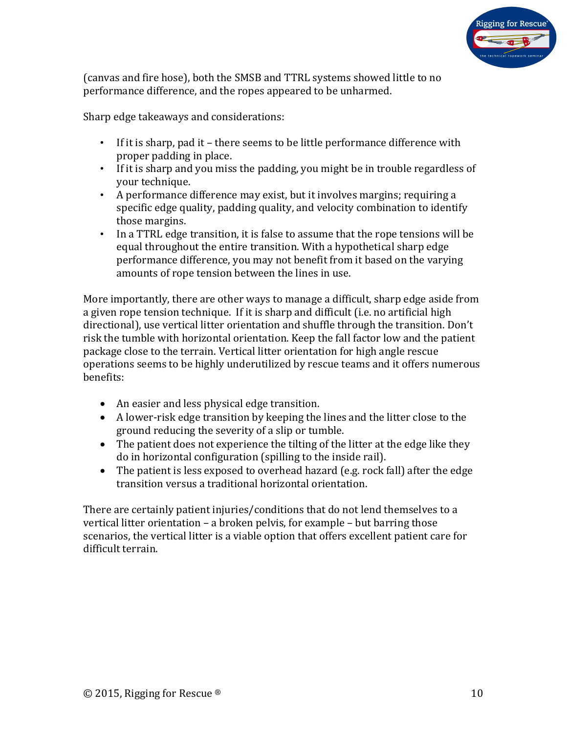(canvas and fire hose), both the SMSB and TTRL systems showed little to no performance difference, and the ropes appeared to be unharmed.

Sharp edge takeaways and considerations:

- If it is sharp, pad it – there seems to be little performance difference with proper padding in place.
- If it is sharp and you miss the padding, you might be in trouble regardless of your technique.
- A performance difference may exist, but it involves margins; requiring a specific edge quality, padding quality, and velocity combination to identify those margins.
- In a TTRL edge transition, it is false to assume that the rope tensions will be equal throughout the entire transition. With a hypothetical sharp edge performance difference, you may not benefit from it based on the varying amounts of rope tension between the lines in use.

More importantly, there are other ways to manage a difficult, sharp edge aside from a given rope tension technique. If it is sharp and difficult (i.e. no artificial high directional), use vertical litter orientation and shuffle through the transition. Don't risk the tumble with horizontal orientation. Keep the fall factor low and the patient package close to the terrain. Vertical litter orientation for high angle rescue operations seems to be highly underutilized by rescue teams and it offers numerous benefits:

- An easier and less physical edge transition.
- A lower-risk edge transition by keeping the lines and the litter close to the ground reducing the severity of a slip or tumble.
- The patient does not experience the tilting of the litter at the edge like they do in horizontal configuration (spilling to the inside rail).
- The patient is less exposed to overhead hazard (e.g. rock fall) after the edge transition versus a traditional horizontal orientation.

There are certainly patient injuries/conditions that do not lend themselves to a vertical litter orientation – a broken pelvis, for example – but barring those scenarios, the vertical litter is a viable option that offers excellent patient care for difficult terrain.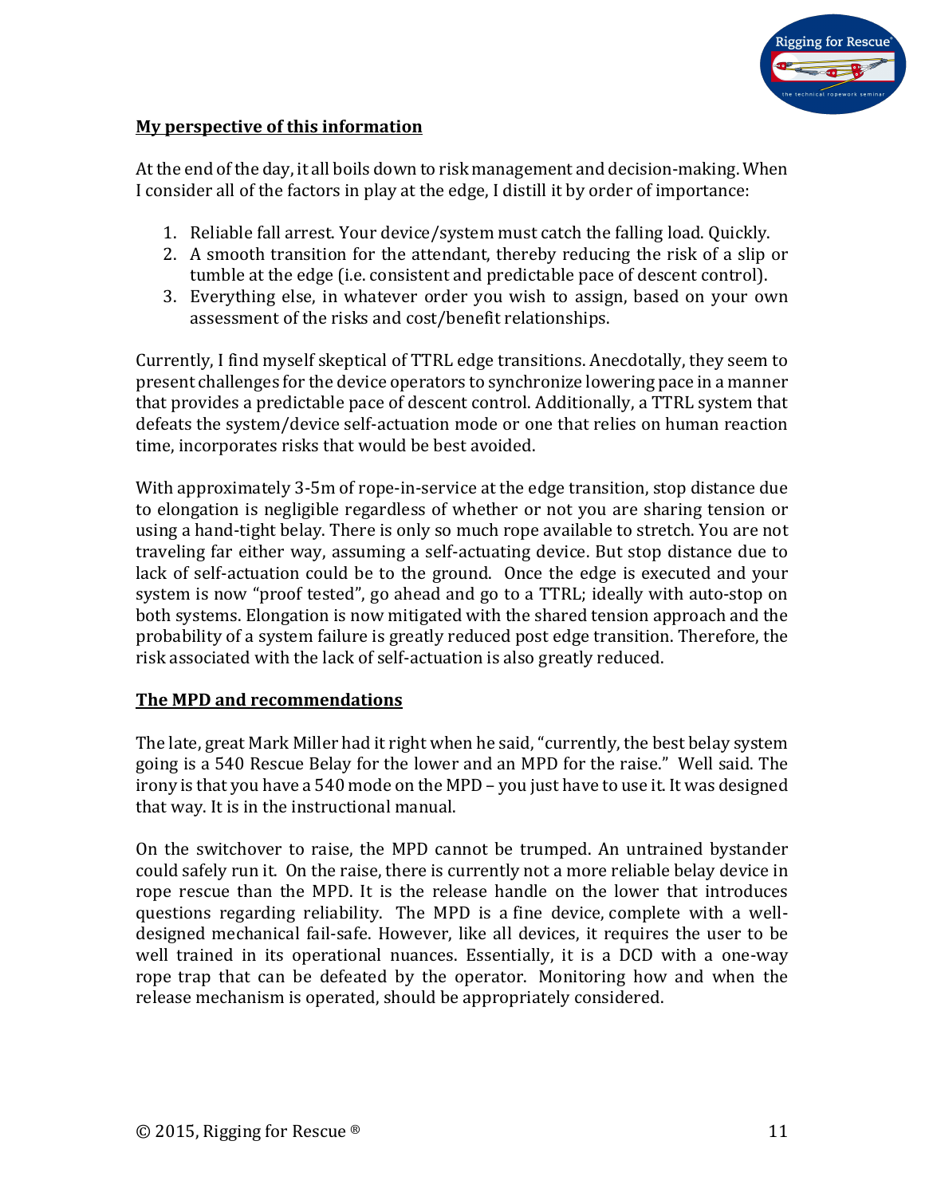**My perspective of this information**

At the end of the day, it all boils down to risk management and decision-making. When I consider all of the factors in play at the edge, I distill it by order of importance:

1. Reliable fall arrest. Your device/system must catch the falling load. Quickly.
2. A smooth transition for the attendant, thereby reducing the risk of a slip or tumble at the edge (i.e. consistent and predictable pace of descent control).
3. Everything else, in whatever order you wish to assign, based on your own assessment of the risks and cost/benefit relationships.

Currently, I find myself skeptical of TTRL edge transitions. Anecdotally, they seem to present challenges for the device operators to synchronize lowering pace in a manner that provides a predictable pace of descent control. Additionally, a TTRL system that defeats the system/device self-actuation mode or one that relies on human reaction time, incorporates risks that would be best avoided.

With approximately 3-5m of rope-in-service at the edge transition, stop distance due to elongation is negligible regardless of whether or not you are sharing tension or using a hand-tight belay. There is only so much rope available to stretch. You are not traveling far either way, assuming a self-actuating device. But stop distance due to lack of self-actuation could be to the ground. Once the edge is executed and your system is now "proof tested", go ahead and go to a TTRL; ideally with auto-stop on both systems. Elongation is now mitigated with the shared tension approach and the probability of a system failure is greatly reduced post edge transition. Therefore, the risk associated with the lack of self-actuation is also greatly reduced.

**The MPD and recommendations**

The late, great Mark Miller had it right when he said, "currently, the best belay system going is a 540 Rescue Belay for the lower and an MPD for the raise." Well said. The irony is that you have a 540 mode on the MPD – you just have to use it. It was designed that way. It is in the instructional manual.

On the switchover to raise, the MPD cannot be trumped. An untrained bystander could safely run it. On the raise, there is currently not a more reliable belay device in rope rescue than the MPD. It is the release handle on the lower that introduces questions regarding reliability. The MPD is a fine device, complete with a well-designed mechanical fail-safe. However, like all devices, it requires the user to be well trained in its operational nuances. Essentially, it is a DCD with a one-way rope trap that can be defeated by the operator. Monitoring how and when the release mechanism is operated, should be appropriately considered.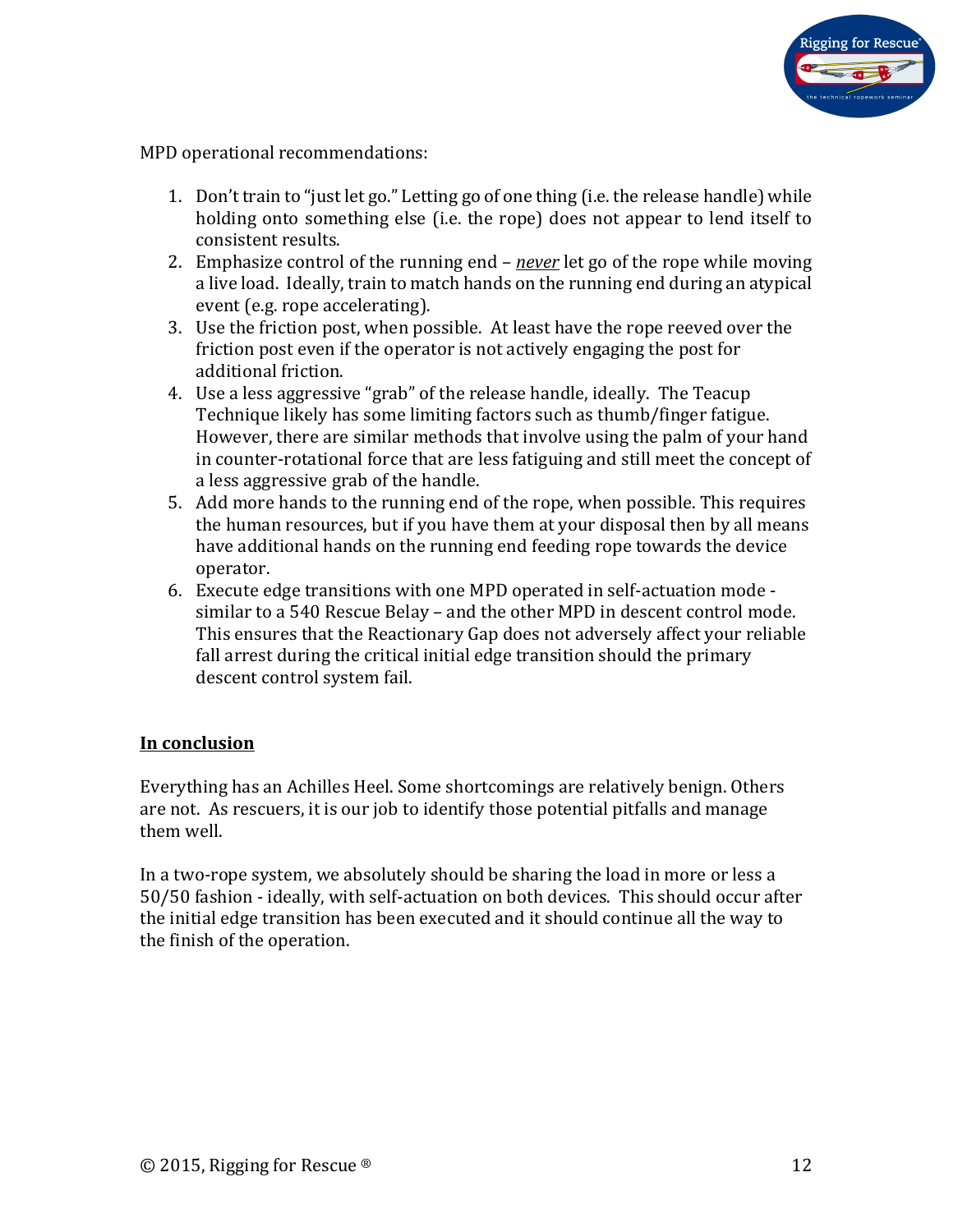MPD operational recommendations:

1. Don't train to "just let go." Letting go of one thing (i.e. the release handle) while holding onto something else (i.e. the rope) does not appear to lend itself to consistent results.
2. Emphasize control of the running end – *never* let go of the rope while moving a live load. Ideally, train to match hands on the running end during an atypical event (e.g. rope accelerating).
3. Use the friction post, when possible. At least have the rope reeved over the friction post even if the operator is not actively engaging the post for additional friction.
4. Use a less aggressive "grab" of the release handle, ideally. The Teacup Technique likely has some limiting factors such as thumb/finger fatigue. However, there are similar methods that involve using the palm of your hand in counter-rotational force that are less fatiguing and still meet the concept of a less aggressive grab of the handle.
5. Add more hands to the running end of the rope, when possible. This requires the human resources, but if you have them at your disposal then by all means have additional hands on the running end feeding rope towards the device operator.
6. Execute edge transitions with one MPD operated in self-actuation mode - similar to a 540 Rescue Belay – and the other MPD in descent control mode. This ensures that the Reactionary Gap does not adversely affect your reliable fall arrest during the critical initial edge transition should the primary descent control system fail.

## In conclusion

Everything has an Achilles Heel. Some shortcomings are relatively benign. Others are not. As rescuers, it is our job to identify those potential pitfalls and manage them well.

In a two-rope system, we absolutely should be sharing the load in more or less a 50/50 fashion - ideally, with self-actuation on both devices. This should occur after the initial edge transition has been executed and it should continue all the way to the finish of the operation.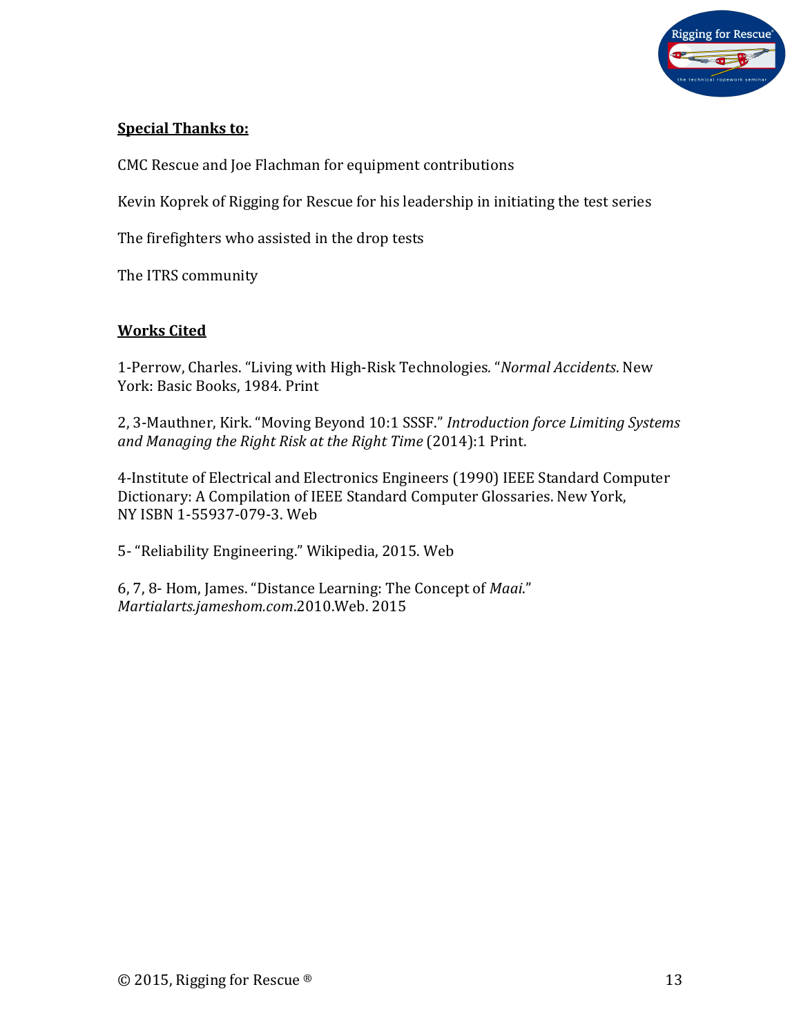**Special Thanks to:**

CMC Rescue and Joe Flachman for equipment contributions

Kevin Koprek of Rigging for Rescue for his leadership in initiating the test series

The firefighters who assisted in the drop tests

The ITRS community

**Works Cited**

1-Perrow, Charles. "Living with High-Risk Technologies. "*Normal Accidents*. New York: Basic Books, 1984. Print

2, 3-Mauthner, Kirk. "Moving Beyond 10:1 SSSF." *Introduction force Limiting Systems and Managing the Right Risk at the Right Time* (2014):1 Print.

4-Institute of Electrical and Electronics Engineers (1990) IEEE Standard Computer Dictionary: A Compilation of IEEE Standard Computer Glossaries. New York, NY ISBN 1-55937-079-3. Web

5- "Reliability Engineering." Wikipedia, 2015. Web

6, 7, 8- Hom, James. "Distance Learning: The Concept of *Maai*." *Martialarts.jameshom.com*.2010.Web. 2015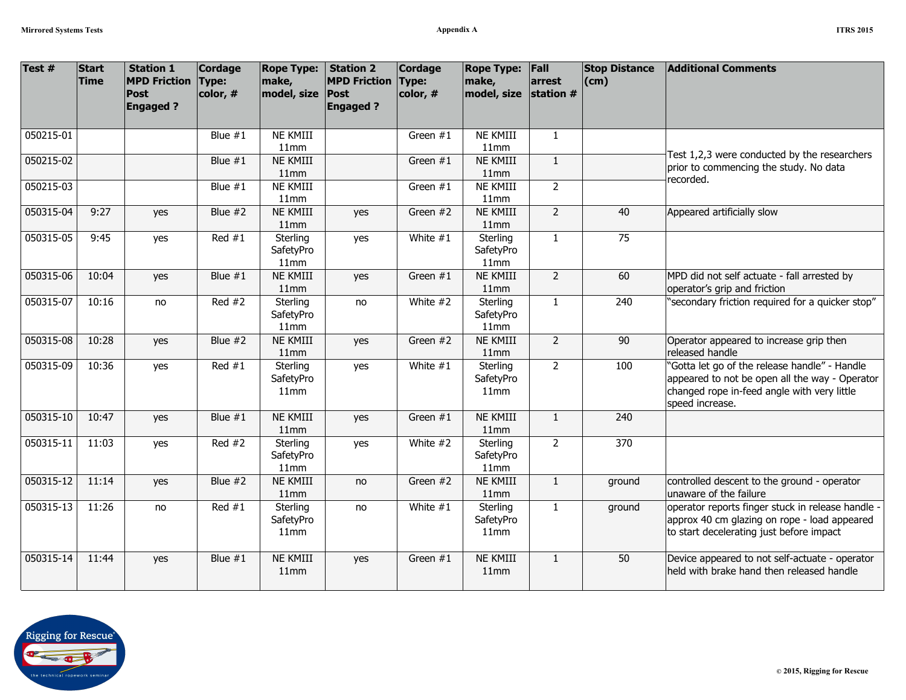| Test # | Start Time | Station 1 MPD Friction Post Engaged ? | Cordage Type: color, # | Rope Type: make, model, size | Station 2 MPD Friction Post Engaged ? | Cordage Type: color, # | Rope Type: make, model, size | Fall arrest station # | Stop Distance (cm) | Additional Comments |
|---|---|---|---|---|---|---|---|---|---|---|
| 050215-01 | | | Blue #1 | NE KMIII 11mm | | Green #1 | NE KMIII 11mm | 1 | | Test 1,2,3 were conducted by the researchers prior to commencing the study. No data recorded. |
| 050215-02 | | | Blue #1 | NE KMIII 11mm | | Green #1 | NE KMIII 11mm | 1 | | |
| 050215-03 | | | Blue #1 | NE KMIII 11mm | | Green #1 | NE KMIII 11mm | 2 | | |
| 050315-04 | 9:27 | yes | Blue #2 | NE KMIII 11mm | yes | Green #2 | NE KMIII 11mm | 2 | 40 | Appeared artificially slow |
| 050315-05 | 9:45 | yes | Red #1 | Sterling SafetyPro 11mm | yes | White #1 | Sterling SafetyPro 11mm | 1 | 75 | |
| 050315-06 | 10:04 | yes | Blue #1 | NE KMIII 11mm | yes | Green #1 | NE KMIII 11mm | 2 | 60 | MPD did not self actuate - fall arrested by operator's grip and friction |
| 050315-07 | 10:16 | no | Red #2 | Sterling SafetyPro 11mm | no | White #2 | Sterling SafetyPro 11mm | 1 | 240 | "secondary friction required for a quicker stop" |
| 050315-08 | 10:28 | yes | Blue #2 | NE KMIII 11mm | yes | Green #2 | NE KMIII 11mm | 2 | 90 | Operator appeared to increase grip then released handle |
| 050315-09 | 10:36 | yes | Red #1 | Sterling SafetyPro 11mm | yes | White #1 | Sterling SafetyPro 11mm | 2 | 100 | "Gotta let go of the release handle" - Handle appeared to not be open all the way - Operator changed rope in-feed angle with very little speed increase. |
| 050315-10 | 10:47 | yes | Blue #1 | NE KMIII 11mm | yes | Green #1 | NE KMIII 11mm | 1 | 240 | |
| 050315-11 | 11:03 | yes | Red #2 | Sterling SafetyPro 11mm | yes | White #2 | Sterling SafetyPro 11mm | 2 | 370 | |
| 050315-12 | 11:14 | yes | Blue #2 | NE KMIII 11mm | no | Green #2 | NE KMIII 11mm | 1 | ground | controlled descent to the ground - operator unaware of the failure |
| 050315-13 | 11:26 | no | Red #1 | Sterling SafetyPro 11mm | no | White #1 | Sterling SafetyPro 11mm | 1 | ground | operator reports finger stuck in release handle - approx 40 cm glazing on rope - load appeared to start decelerating just before impact |
| 050315-14 | 11:44 | yes | Blue #1 | NE KMIII 11mm | yes | Green #1 | NE KMIII 11mm | 1 | 50 | Device appeared to not self-actuate - operator held with brake hand then released handle |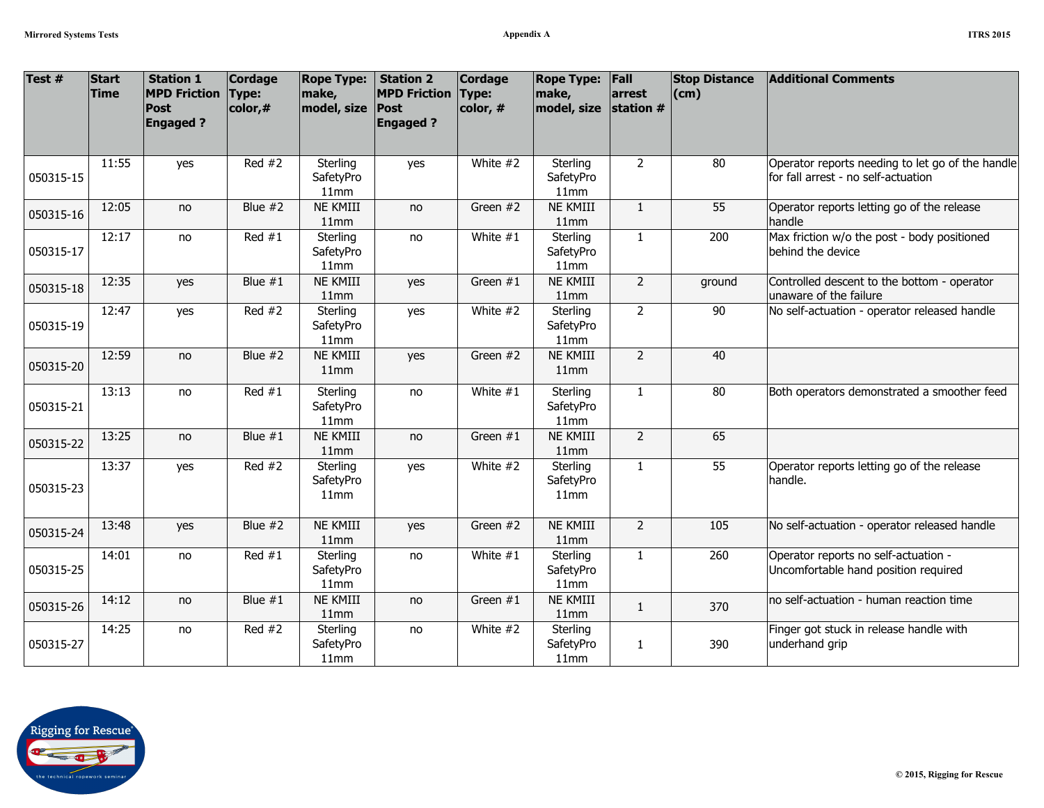| Test # | Start Time | Station 1 MPD Friction Post Engaged ? | Cordage Type: color,# | Rope Type: make, model, size | Station 2 MPD Friction Post Engaged ? | Cordage Type: color, # | Rope Type: make, model, size | Fall arrest station # | Stop Distance (cm) | Additional Comments |
|---|---|---|---|---|---|---|---|---|---|---|
| 050315-15 | 11:55 | yes | Red #2 | Sterling SafetyPro 11mm | yes | White #2 | Sterling SafetyPro 11mm | 2 | 80 | Operator reports needing to let go of the handle for fall arrest - no self-actuation |
| 050315-16 | 12:05 | no | Blue #2 | NE KMIII 11mm | no | Green #2 | NE KMIII 11mm | 1 | 55 | Operator reports letting go of the release handle |
| 050315-17 | 12:17 | no | Red #1 | Sterling SafetyPro 11mm | no | White #1 | Sterling SafetyPro 11mm | 1 | 200 | Max friction w/o the post - body positioned behind the device |
| 050315-18 | 12:35 | yes | Blue #1 | NE KMIII 11mm | yes | Green #1 | NE KMIII 11mm | 2 | ground | Controlled descent to the bottom - operator unaware of the failure |
| 050315-19 | 12:47 | yes | Red #2 | Sterling SafetyPro 11mm | yes | White #2 | Sterling SafetyPro 11mm | 2 | 90 | No self-actuation - operator released handle |
| 050315-20 | 12:59 | no | Blue #2 | NE KMIII 11mm | yes | Green #2 | NE KMIII 11mm | 2 | 40 | |
| 050315-21 | 13:13 | no | Red #1 | Sterling SafetyPro 11mm | no | White #1 | Sterling SafetyPro 11mm | 1 | 80 | Both operators demonstrated a smoother feed |
| 050315-22 | 13:25 | no | Blue #1 | NE KMIII 11mm | no | Green #1 | NE KMIII 11mm | 2 | 65 | |
| 050315-23 | 13:37 | yes | Red #2 | Sterling SafetyPro 11mm | yes | White #2 | Sterling SafetyPro 11mm | 1 | 55 | Operator reports letting go of the release handle. |
| 050315-24 | 13:48 | yes | Blue #2 | NE KMIII 11mm | yes | Green #2 | NE KMIII 11mm | 2 | 105 | No self-actuation - operator released handle |
| 050315-25 | 14:01 | no | Red #1 | Sterling SafetyPro 11mm | no | White #1 | Sterling SafetyPro 11mm | 1 | 260 | Operator reports no self-actuation - Uncomfortable hand position required |
| 050315-26 | 14:12 | no | Blue #1 | NE KMIII 11mm | no | Green #1 | NE KMIII 11mm | 1 | 370 | no self-actuation - human reaction time |
| 050315-27 | 14:25 | no | Red #2 | Sterling SafetyPro 11mm | no | White #2 | Sterling SafetyPro 11mm | 1 | 390 | Finger got stuck in release handle with underhand grip |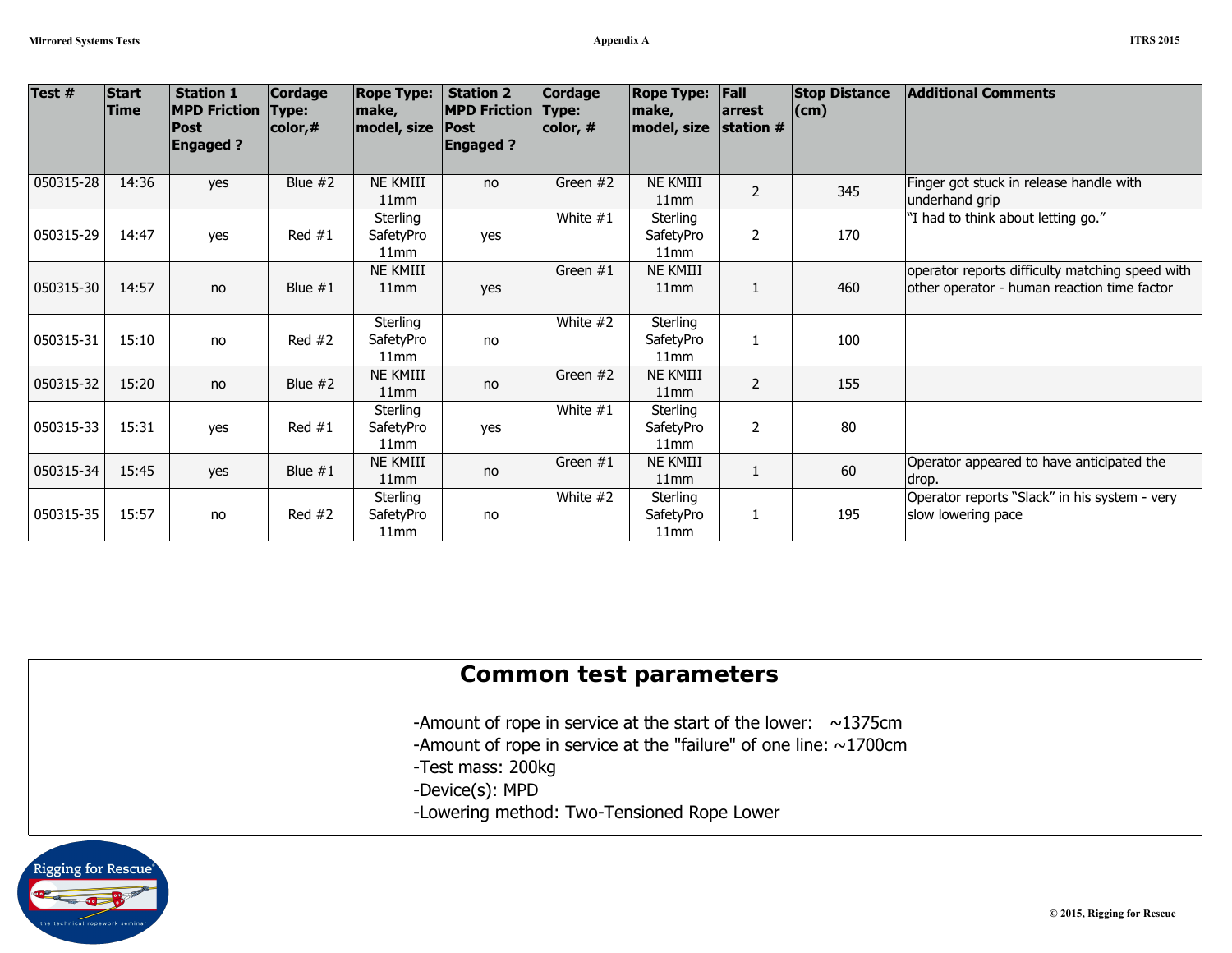| Test # | Start Time | Station 1 MPD Friction Post Engaged ? | Cordage Type: color,# | Rope Type: make, model, size | Station 2 MPD Friction Post Engaged ? | Cordage Type: color, # | Rope Type: make, model, size | Fall arrest station # | Stop Distance (cm) | Additional Comments |
|---|---|---|---|---|---|---|---|---|---|---|
| 050315-28 | 14:36 | yes | Blue #2 | NE KMIII 11mm | no | Green #2 | NE KMIII 11mm | 2 | 345 | Finger got stuck in release handle with underhand grip |
| 050315-29 | 14:47 | yes | Red #1 | Sterling SafetyPro 11mm | yes | White #1 | Sterling SafetyPro 11mm | 2 | 170 | "I had to think about letting go." |
| 050315-30 | 14:57 | no | Blue #1 | NE KMIII 11mm | yes | Green #1 | NE KMIII 11mm | 1 | 460 | operator reports difficulty matching speed with other operator - human reaction time factor |
| 050315-31 | 15:10 | no | Red #2 | Sterling SafetyPro 11mm | no | White #2 | Sterling SafetyPro 11mm | 1 | 100 | |
| 050315-32 | 15:20 | no | Blue #2 | NE KMIII 11mm | no | Green #2 | NE KMIII 11mm | 2 | 155 | |
| 050315-33 | 15:31 | yes | Red #1 | Sterling SafetyPro 11mm | yes | White #1 | Sterling SafetyPro 11mm | 2 | 80 | |
| 050315-34 | 15:45 | yes | Blue #1 | NE KMIII 11mm | no | Green #1 | NE KMIII 11mm | 1 | 60 | Operator appeared to have anticipated the drop. |
| 050315-35 | 15:57 | no | Red #2 | Sterling SafetyPro 11mm | no | White #2 | Sterling SafetyPro 11mm | 1 | 195 | Operator reports "Slack" in his system - very slow lowering pace |

## Common test parameters

-Amount of rope in service at the start of the lower: ~1375cm
-Amount of rope in service at the "failure" of one line: ~1700cm
-Test mass: 200kg
-Device(s): MPD
-Lowering method: Two-Tensioned Rope Lower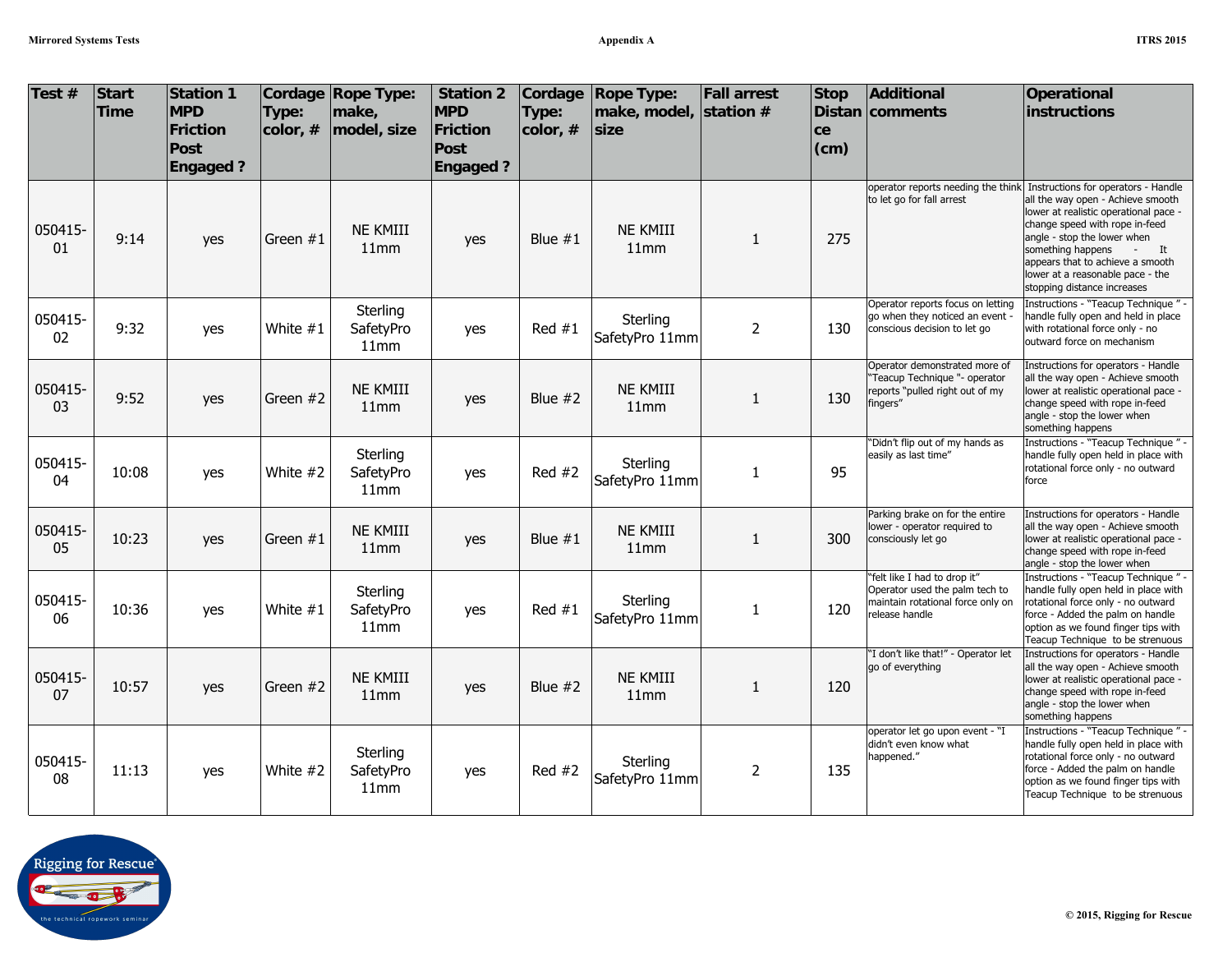| Test # | Start Time | Station 1 MPD Friction Post Engaged ? | Cordage Type: color, # | Rope Type: make, model, size | Station 2 MPD Friction Post Engaged ? | Cordage Type: color, # | Rope Type: make, model, size | Fall arrest station # | Stop Distance (cm) | Additional comments | Operational instructions |
|---|---|---|---|---|---|---|---|---|---|---|---|
| 050415-01 | 9:14 | yes | Green #1 | NE KMIII 11mm | yes | Blue #1 | NE KMIII 11mm | 1 | 275 | operator reports needing the think to let go for fall arrest | Instructions for operators - Handle all the way open - Achieve smooth lower at realistic operational pace - change speed with rope in-feed angle - stop the lower when something happens - It appears that to achieve a smooth lower at a reasonable pace - the stopping distance increases |
| 050415-02 | 9:32 | yes | White #1 | Sterling SafetyPro 11mm | yes | Red #1 | Sterling SafetyPro 11mm | 2 | 130 | Operator reports focus on letting go when they noticed an event - conscious decision to let go | Instructions - "Teacup Technique " - handle fully open and held in place with rotational force only - no outward force on mechanism |
| 050415-03 | 9:52 | yes | Green #2 | NE KMIII 11mm | yes | Blue #2 | NE KMIII 11mm | 1 | 130 | Operator demonstrated more of "Teacup Technique "- operator reports "pulled right out of my fingers" | Instructions for operators - Handle all the way open - Achieve smooth lower at realistic operational pace - change speed with rope in-feed angle - stop the lower when something happens |
| 050415-04 | 10:08 | yes | White #2 | Sterling SafetyPro 11mm | yes | Red #2 | Sterling SafetyPro 11mm | 1 | 95 | "Didn't flip out of my hands as easily as last time" | Instructions - "Teacup Technique " - handle fully open held in place with rotational force only - no outward force |
| 050415-05 | 10:23 | yes | Green #1 | NE KMIII 11mm | yes | Blue #1 | NE KMIII 11mm | 1 | 300 | Parking brake on for the entire lower - operator required to consciously let go | Instructions for operators - Handle all the way open - Achieve smooth lower at realistic operational pace - change speed with rope in-feed angle - stop the lower when |
| 050415-06 | 10:36 | yes | White #1 | Sterling SafetyPro 11mm | yes | Red #1 | Sterling SafetyPro 11mm | 1 | 120 | "felt like I had to drop it" Operator used the palm tech to maintain rotational force only on release handle | Instructions - "Teacup Technique " - handle fully open held in place with rotational force only - no outward force - Added the palm on handle option as we found finger tips with Teacup Technique to be strenuous |
| 050415-07 | 10:57 | yes | Green #2 | NE KMIII 11mm | yes | Blue #2 | NE KMIII 11mm | 1 | 120 | "I don't like that!" - Operator let go of everything | Instructions for operators - Handle all the way open - Achieve smooth lower at realistic operational pace - change speed with rope in-feed angle - stop the lower when something happens |
| 050415-08 | 11:13 | yes | White #2 | Sterling SafetyPro 11mm | yes | Red #2 | Sterling SafetyPro 11mm | 2 | 135 | operator let go upon event - "I didn't even know what happened." | Instructions - "Teacup Technique " - handle fully open held in place with rotational force only - no outward force - Added the palm on handle option as we found finger tips with Teacup Technique to be strenuous |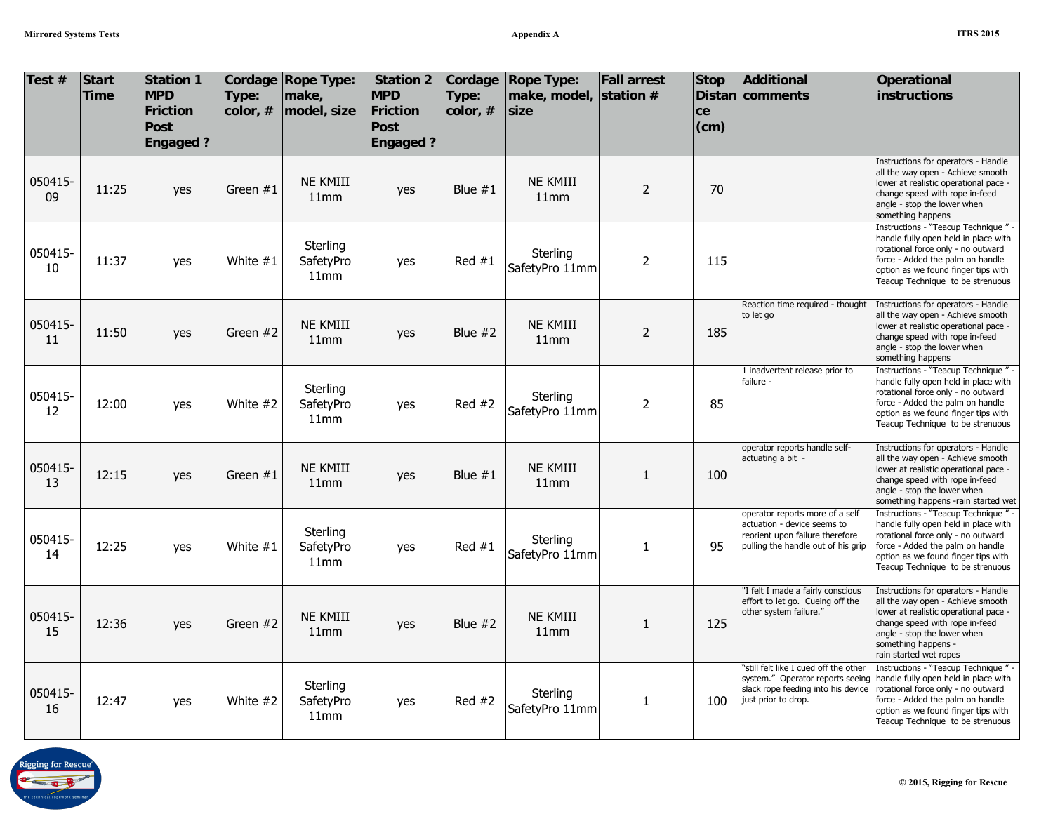| Test # | Start Time | Station 1 MPD Friction Post Engaged ? | Cordage Type: color, # | Rope Type: make, model, size | Station 2 MPD Friction Post Engaged ? | Cordage Type: color, # | Rope Type: make, model, size | Fall arrest station # | Stop Distance (cm) | Additional comments | Operational instructions |
|---|---|---|---|---|---|---|---|---|---|---|---|
| 050415-09 | 11:25 | yes | Green #1 | NE KMIII 11mm | yes | Blue #1 | NE KMIII 11mm | 2 | 70 | | Instructions for operators - Handle all the way open - Achieve smooth lower at realistic operational pace - change speed with rope in-feed angle - stop the lower when something happens |
| 050415-10 | 11:37 | yes | White #1 | Sterling SafetyPro 11mm | yes | Red #1 | Sterling SafetyPro 11mm | 2 | 115 | | Instructions - "Teacup Technique " - handle fully open held in place with rotational force only - no outward force - Added the palm on handle option as we found finger tips with Teacup Technique to be strenuous |
| 050415-11 | 11:50 | yes | Green #2 | NE KMIII 11mm | yes | Blue #2 | NE KMIII 11mm | 2 | 185 | Reaction time required - thought to let go | Instructions for operators - Handle all the way open - Achieve smooth lower at realistic operational pace - change speed with rope in-feed angle - stop the lower when something happens |
| 050415-12 | 12:00 | yes | White #2 | Sterling SafetyPro 11mm | yes | Red #2 | Sterling SafetyPro 11mm | 2 | 85 | 1 inadvertent release prior to failure - | Instructions - "Teacup Technique " - handle fully open held in place with rotational force only - no outward force - Added the palm on handle option as we found finger tips with Teacup Technique to be strenuous |
| 050415-13 | 12:15 | yes | Green #1 | NE KMIII 11mm | yes | Blue #1 | NE KMIII 11mm | 1 | 100 | operator reports handle self-actuating a bit - | Instructions for operators - Handle all the way open - Achieve smooth lower at realistic operational pace - change speed with rope in-feed angle - stop the lower when something happens -rain started wet |
| 050415-14 | 12:25 | yes | White #1 | Sterling SafetyPro 11mm | yes | Red #1 | Sterling SafetyPro 11mm | 1 | 95 | operator reports more of a self actuation - device seems to reorient upon failure therefore pulling the handle out of his grip | Instructions - "Teacup Technique " - handle fully open held in place with rotational force only - no outward force - Added the palm on handle option as we found finger tips with Teacup Technique to be strenuous |
| 050415-15 | 12:36 | yes | Green #2 | NE KMIII 11mm | yes | Blue #2 | NE KMIII 11mm | 1 | 125 | "I felt I made a fairly conscious effort to let go. Cueing off the other system failure." | Instructions for operators - Handle all the way open - Achieve smooth lower at realistic operational pace - change speed with rope in-feed angle - stop the lower when something happens - rain started wet ropes |
| 050415-16 | 12:47 | yes | White #2 | Sterling SafetyPro 11mm | yes | Red #2 | Sterling SafetyPro 11mm | 1 | 100 | "still felt like I cued off the other system." Operator reports seeing slack rope feeding into his device just prior to drop. | Instructions - "Teacup Technique " - handle fully open held in place with rotational force only - no outward force - Added the palm on handle option as we found finger tips with Teacup Technique to be strenuous |

© 2015, Rigging for Rescue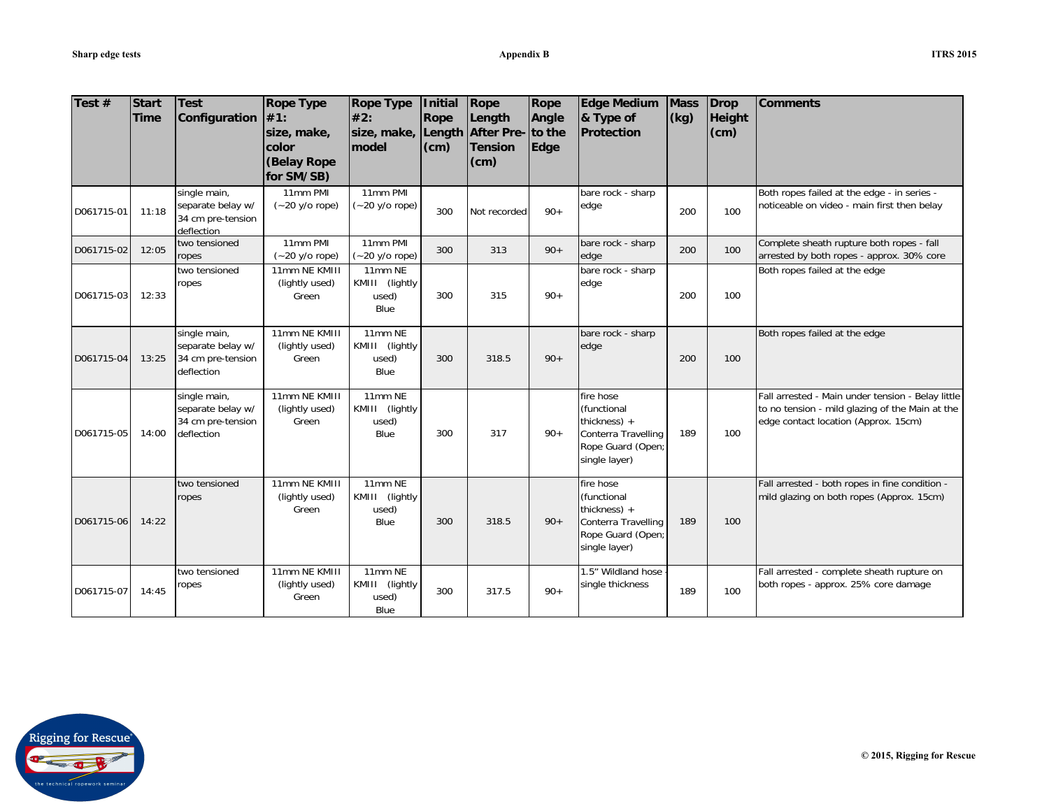| Test # | Start Time | Test Configuration | Rope Type #1: size, make, color (Belay Rope for SM/SB) | Rope Type #2: size, make, model | Initial Rope Length (cm) | Rope Length After Pre-Tension (cm) | Rope Angle to the Edge | Edge Medium & Type of Protection | Mass (kg) | Drop Height (cm) | Comments |
|---|---|---|---|---|---|---|---|---|---|---|---|
| D061715-01 | 11:18 | single main, separate belay w/ 34 cm pre-tension deflection | 11mm PMI (~20 y/o rope) | 11mm PMI (~20 y/o rope) | 300 | Not recorded | 90+ | bare rock - sharp edge | 200 | 100 | Both ropes failed at the edge - in series - noticeable on video - main first then belay |
| D061715-02 | 12:05 | two tensioned ropes | 11mm PMI (~20 y/o rope) | 11mm PMI (~20 y/o rope) | 300 | 313 | 90+ | bare rock - sharp edge | 200 | 100 | Complete sheath rupture both ropes - fall arrested by both ropes - approx. 30% core |
| D061715-03 | 12:33 | two tensioned ropes | 11mm NE KMIII (lightly used) Green | 11mm NE KMIII (lightly used) Blue | 300 | 315 | 90+ | bare rock - sharp edge | 200 | 100 | Both ropes failed at the edge |
| D061715-04 | 13:25 | single main, separate belay w/ 34 cm pre-tension deflection | 11mm NE KMIII (lightly used) Green | 11mm NE KMIII (lightly used) Blue | 300 | 318.5 | 90+ | bare rock - sharp edge | 200 | 100 | Both ropes failed at the edge |
| D061715-05 | 14:00 | single main, separate belay w/ 34 cm pre-tension deflection | 11mm NE KMIII (lightly used) Green | 11mm NE KMIII (lightly used) Blue | 300 | 317 | 90+ | fire hose (functional thickness) + Conterra Travelling Rope Guard (Open; single layer) | 189 | 100 | Fall arrested - Main under tension - Belay little to no tension - mild glazing of the Main at the edge contact location (Approx. 15cm) |
| D061715-06 | 14:22 | two tensioned ropes | 11mm NE KMIII (lightly used) Green | 11mm NE KMIII (lightly used) Blue | 300 | 318.5 | 90+ | fire hose (functional thickness) + Conterra Travelling Rope Guard (Open; single layer) | 189 | 100 | Fall arrested - both ropes in fine condition - mild glazing on both ropes (Approx. 15cm) |
| D061715-07 | 14:45 | two tensioned ropes | 11mm NE KMIII (lightly used) Green | 11mm NE KMIII (lightly used) Blue | 300 | 317.5 | 90+ | 1.5" Wildland hose - single thickness | 189 | 100 | Fall arrested - complete sheath rupture on both ropes - approx. 25% core damage |

© 2015, Rigging for Rescue